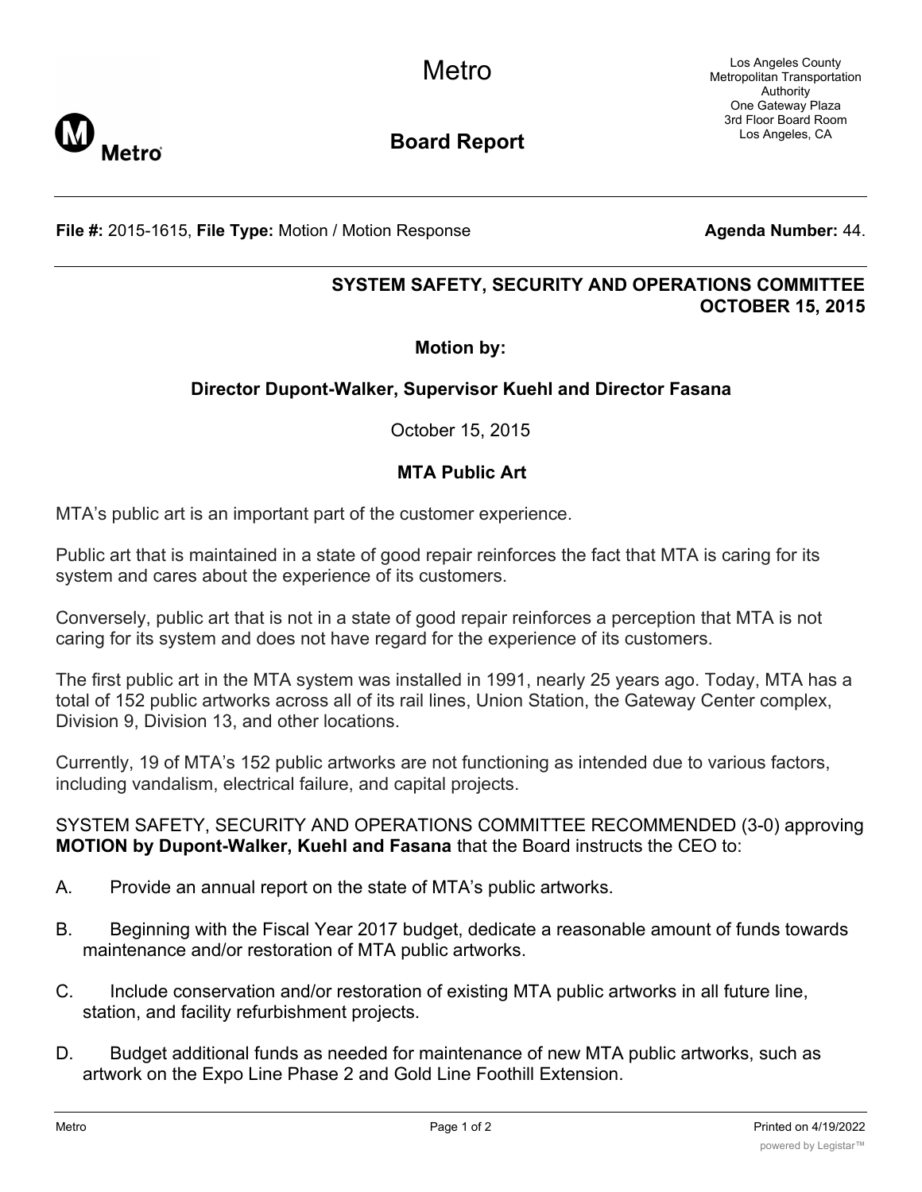# Metro

## Board Report

Los Angeles County
Metropolitan Transportation
Authority
One Gateway Plaza
3rd Floor Board Room
Los Angeles, CA

**File #:** 2015-1615, **File Type:** Motion / Motion Response **Agenda Number:** 44.

**SYSTEM SAFETY, SECURITY AND OPERATIONS COMMITTEE**
**OCTOBER 15, 2015**

**Motion by:**

**Director Dupont-Walker, Supervisor Kuehl and Director Fasana**

October 15, 2015

**MTA Public Art**

MTA's public art is an important part of the customer experience.

Public art that is maintained in a state of good repair reinforces the fact that MTA is caring for its system and cares about the experience of its customers.

Conversely, public art that is not in a state of good repair reinforces a perception that MTA is not caring for its system and does not have regard for the experience of its customers.

The first public art in the MTA system was installed in 1991, nearly 25 years ago. Today, MTA has a total of 152 public artworks across all of its rail lines, Union Station, the Gateway Center complex, Division 9, Division 13, and other locations.

Currently, 19 of MTA's 152 public artworks are not functioning as intended due to various factors, including vandalism, electrical failure, and capital projects.

SYSTEM SAFETY, SECURITY AND OPERATIONS COMMITTEE RECOMMENDED (3-0) approving **MOTION by Dupont-Walker, Kuehl and Fasana** that the Board instructs the CEO to:

A. Provide an annual report on the state of MTA's public artworks.

B. Beginning with the Fiscal Year 2017 budget, dedicate a reasonable amount of funds towards maintenance and/or restoration of MTA public artworks.

C. Include conservation and/or restoration of existing MTA public artworks in all future line, station, and facility refurbishment projects.

D. Budget additional funds as needed for maintenance of new MTA public artworks, such as artwork on the Expo Line Phase 2 and Gold Line Foothill Extension.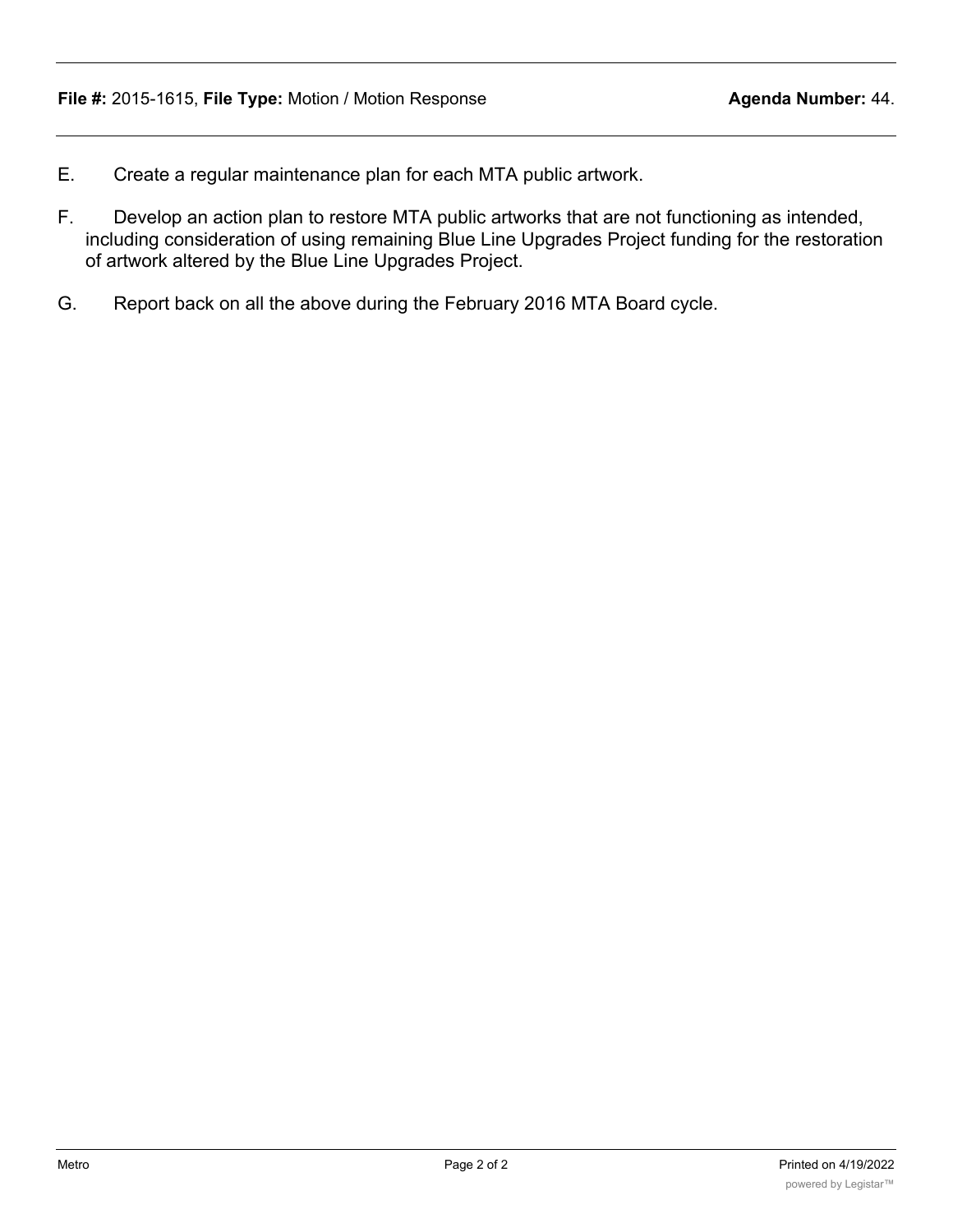E. Create a regular maintenance plan for each MTA public artwork.

F. Develop an action plan to restore MTA public artworks that are not functioning as intended, including consideration of using remaining Blue Line Upgrades Project funding for the restoration of artwork altered by the Blue Line Upgrades Project.

G. Report back on all the above during the February 2016 MTA Board cycle.